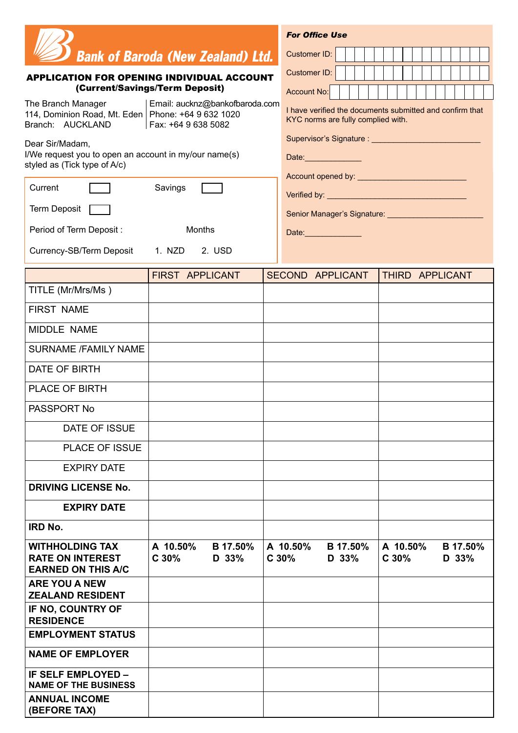# Bank of Baroda (New Zealand) Ltd.

## APPLICATION FOR OPENING INDIVIDUAL ACCOUNT (Current/Savings/Term Deposit)

The Branch Manager
114, Dominion Road, Mt. Eden
Branch: AUCKLAND

Email: aucknz@bankofbaroda.com
Phone: +64 9 632 1020
Fax: +64 9 638 5082

Dear Sir/Madam,
I/We request you to open an account in my/our name(s) styled as (Tick type of A/c)

Current ☐ Savings ☐

Term Deposit ☐

Period of Term Deposit : Months

Currency-SB/Term Deposit 1. NZD 2. USD

***For Office Use***

Customer ID:

Customer ID:

Account No:

I have verified the documents submitted and confirm that KYC norms are fully complied with.

Supervisor's Signature : ______________________

Date:____________

Account opened by: ______________________

Verified by: ______________________________

Senior Manager's Signature: ____________________

Date:____________

| | FIRST APPLICANT | SECOND APPLICANT | THIRD APPLICANT |
|---|---|---|---|
| TITLE (Mr/Mrs/Ms ) | | | |
| FIRST NAME | | | |
| MIDDLE NAME | | | |
| SURNAME /FAMILY NAME | | | |
| DATE OF BIRTH | | | |
| PLACE OF BIRTH | | | |
| PASSPORT No | | | |
| DATE OF ISSUE | | | |
| PLACE OF ISSUE | | | |
| EXPIRY DATE | | | |
| **DRIVING LICENSE No.** | | | |
| **EXPIRY DATE** | | | |
| **IRD No.** | | | |
| **WITHHOLDING TAX RATE ON INTEREST EARNED ON THIS A/C** | **A 10.50% B 17.50% C 30% D 33%** | **A 10.50% B 17.50% C 30% D 33%** | **A 10.50% B 17.50% C 30% D 33%** |
| **ARE YOU A NEW ZEALAND RESIDENT** | | | |
| **IF NO, COUNTRY OF RESIDENCE** | | | |
| **EMPLOYMENT STATUS** | | | |
| **NAME OF EMPLOYER** | | | |
| **IF SELF EMPLOYED – NAME OF THE BUSINESS** | | | |
| **ANNUAL INCOME (BEFORE TAX)** | | | |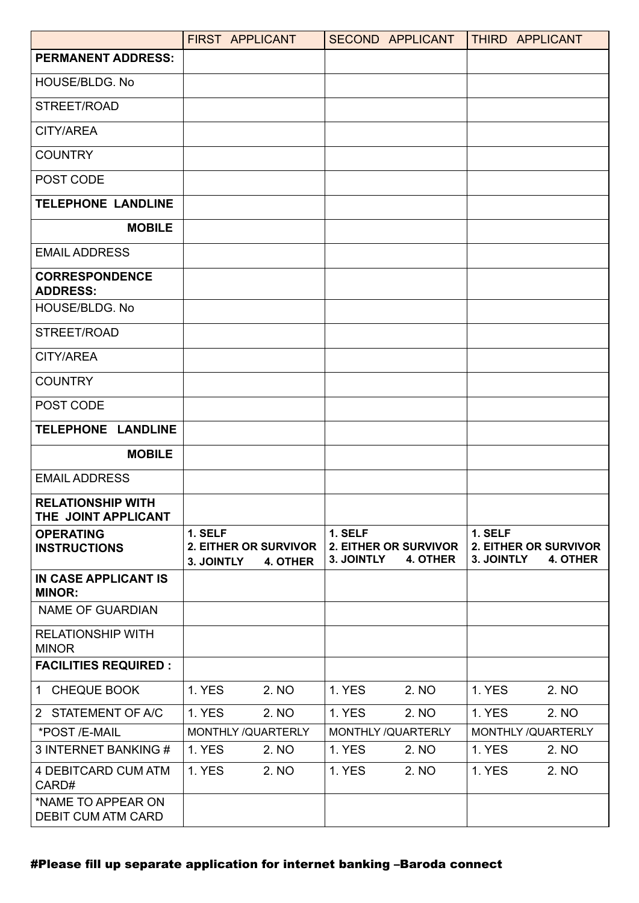| | FIRST APPLICANT | SECOND APPLICANT | THIRD APPLICANT |
|---|---|---|---|
| **PERMANENT ADDRESS:** | | | |
| HOUSE/BLDG. No | | | |
| STREET/ROAD | | | |
| CITY/AREA | | | |
| COUNTRY | | | |
| POST CODE | | | |
| **TELEPHONE LANDLINE** | | | |
| **MOBILE** | | | |
| EMAIL ADDRESS | | | |
| **CORRESPONDENCE ADDRESS:** | | | |
| HOUSE/BLDG. No | | | |
| STREET/ROAD | | | |
| CITY/AREA | | | |
| COUNTRY | | | |
| POST CODE | | | |
| **TELEPHONE LANDLINE** | | | |
| **MOBILE** | | | |
| EMAIL ADDRESS | | | |
| **RELATIONSHIP WITH THE JOINT APPLICANT** | | | |
| **OPERATING INSTRUCTIONS** | **1. SELF 2. EITHER OR SURVIVOR 3. JOINTLY 4. OTHER** | **1. SELF 2. EITHER OR SURVIVOR 3. JOINTLY 4. OTHER** | **1. SELF 2. EITHER OR SURVIVOR 3. JOINTLY 4. OTHER** |
| **IN CASE APPLICANT IS MINOR:** | | | |
| NAME OF GUARDIAN | | | |
| RELATIONSHIP WITH MINOR | | | |
| **FACILITIES REQUIRED :** | | | |
| 1 CHEQUE BOOK | 1. YES 2. NO | 1. YES 2. NO | 1. YES 2. NO |
| 2 STATEMENT OF A/C | 1. YES 2. NO | 1. YES 2. NO | 1. YES 2. NO |
| *POST /E-MAIL | MONTHLY /QUARTERLY | MONTHLY /QUARTERLY | MONTHLY /QUARTERLY |
| 3 INTERNET BANKING # | 1. YES 2. NO | 1. YES 2. NO | 1. YES 2. NO |
| 4 DEBITCARD CUM ATM CARD# | 1. YES 2. NO | 1. YES 2. NO | 1. YES 2. NO |
| *NAME TO APPEAR ON DEBIT CUM ATM CARD | | | |

**#Please fill up separate application for internet banking –Baroda connect**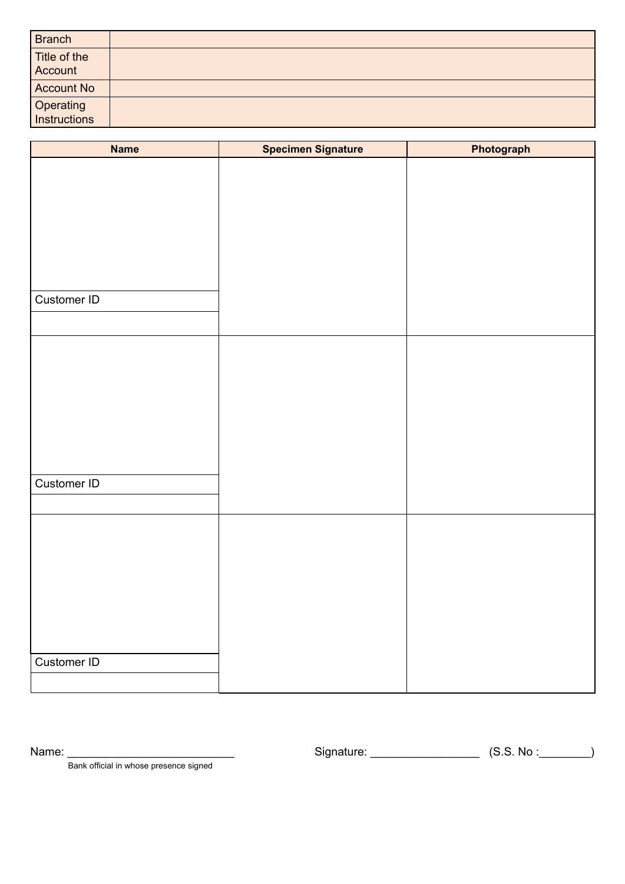| Branch | |
| --- | --- |
| Title of the Account | |
| Account No | |
| Operating Instructions | |

| Name | Specimen Signature | Photograph |
| --- | --- | --- |
| | | |
| Customer ID | | |
| | | |
| | | |
| Customer ID | | |
| | | |
| | | |
| Customer ID | | |
| | | |

Name: ___________________________
Bank official in whose presence signed

Signature: _________________ (S.S. No :________)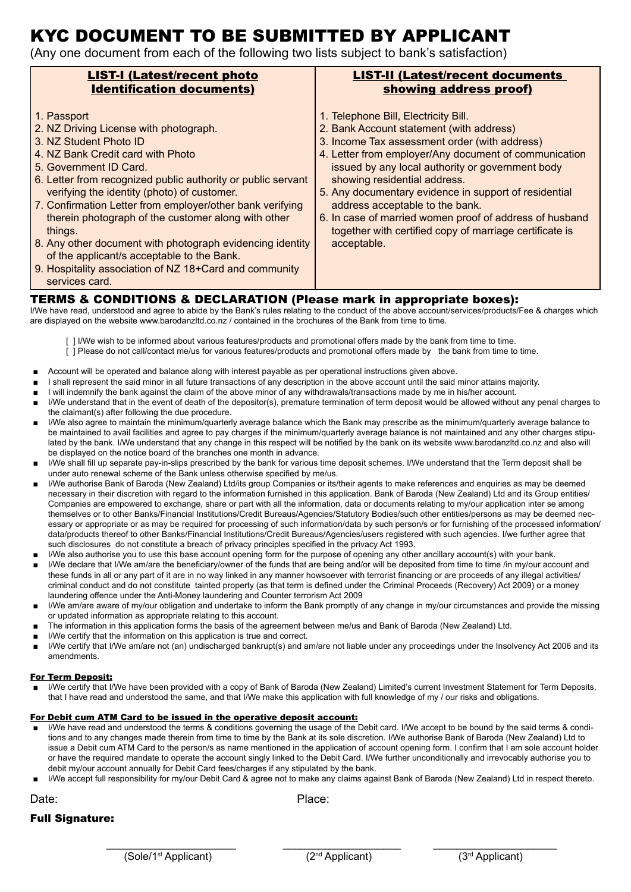# KYC DOCUMENT TO BE SUBMITTED BY APPLICANT

(Any one document from each of the following two lists subject to bank's satisfaction)

| LIST-I (Latest/recent photo Identification documents) | LIST-II (Latest/recent documents showing address proof) |
|---|---|
| 1. Passport<br>2. NZ Driving License with photograph.<br>3. NZ Student Photo ID<br>4. NZ Bank Credit card with Photo<br>5. Government ID Card.<br>6. Letter from recognized public authority or public servant verifying the identity (photo) of customer.<br>7. Confirmation Letter from employer/other bank verifying therein photograph of the customer along with other things.<br>8. Any other document with photograph evidencing identity of the applicant/s acceptable to the Bank.<br>9. Hospitality association of NZ 18+Card and community services card. | 1. Telephone Bill, Electricity Bill.<br>2. Bank Account statement (with address)<br>3. Income Tax assessment order (with address)<br>4. Letter from employer/Any document of communication issued by any local authority or government body showing residential address.<br>5. Any documentary evidence in support of residential address acceptable to the bank.<br>6. In case of married women proof of address of husband together with certified copy of marriage certificate is acceptable. |

## TERMS & CONDITIONS & DECLARATION (Please mark in appropriate boxes):

I/We have read, understood and agree to abide by the Bank's rules relating to the conduct of the above account/services/products/Fee & charges which are displayed on the website www.barodanzltd.co.nz / contained in the brochures of the Bank from time to time.

[ ] I/We wish to be informed about various features/products and promotional offers made by the bank from time to time.

[ ] Please do not call/contact me/us for various features/products and promotional offers made by the bank from time to time.

- Account will be operated and balance along with interest payable as per operational instructions given above.
- I shall represent the said minor in all future transactions of any description in the above account until the said minor attains majority.
- I will indemnify the bank against the claim of the above minor of any withdrawals/transactions made by me in his/her account.
- I/We understand that in the event of death of the depositor(s), premature termination of term deposit would be allowed without any penal charges to the claimant(s) after following the due procedure.
- I/We also agree to maintain the minimum/quarterly average balance which the Bank may prescribe as the minimum/quarterly average balance to be maintained to avail facilities and agree to pay charges if the minimum/quarterly average balance is not maintained and any other charges stipulated by the bank. I/We understand that any change in this respect will be notified by the bank on its website www.barodanzltd.co.nz and also will be displayed on the notice board of the branches one month in advance.
- I/We shall fill up separate pay-in-slips prescribed by the bank for various time deposit schemes. I/We understand that the Term deposit shall be under auto renewal scheme of the Bank unless otherwise specified by me/us.
- I/We authorise Bank of Baroda (New Zealand) Ltd/its group Companies or its/their agents to make references and enquiries as may be deemed necessary in their discretion with regard to the information furnished in this application. Bank of Baroda (New Zealand) Ltd and its Group entities/ Companies are empowered to exchange, share or part with all the information, data or documents relating to my/our application inter se among themselves or to other Banks/Financial Institutions/Credit Bureaus/Agencies/Statutory Bodies/such other entities/persons as may be deemed necessary or appropriate or as may be required for processing of such information/data by such person/s or for furnishing of the processed information/ data/products thereof to other Banks/Financial Institutions/Credit Bureaus/Agencies/users registered with such agencies. I/we further agree that such disclosures do not constitute a breach of privacy principles specified in the privacy Act 1993.
- I/We also authorise you to use this base account opening form for the purpose of opening any other ancillary account(s) with your bank.
- I/We declare that I/We am/are the beneficiary/owner of the funds that are being and/or will be deposited from time to time /in my/our account and these funds in all or any part of it are in no way linked in any manner howsoever with terrorist financing or are proceeds of any illegal activities/ criminal conduct and do not constitute tainted property (as that term is defined under the Criminal Proceeds (Recovery) Act 2009) or a money laundering offence under the Anti-Money laundering and Counter terrorism Act 2009
- I/We am/are aware of my/our obligation and undertake to inform the Bank promptly of any change in my/our circumstances and provide the missing or updated information as appropriate relating to this account.
- The information in this application forms the basis of the agreement between me/us and Bank of Baroda (New Zealand) Ltd.
- I/We certify that the information on this application is true and correct.
- I/We certify that I/We am/are not (an) undischarged bankrupt(s) and am/are not liable under any proceedings under the Insolvency Act 2006 and its amendments.

### For Term Deposit:

- I/We certify that I/We have been provided with a copy of Bank of Baroda (New Zealand) Limited's current Investment Statement for Term Deposits, that I have read and understood the same, and that I/We make this application with full knowledge of my / our risks and obligations.

### For Debit cum ATM Card to be issued in the operative deposit account:

- I/We have read and understood the terms & conditions governing the usage of the Debit card. I/We accept to be bound by the said terms & conditions and to any changes made therein from time to time by the Bank at its sole discretion. I/We authorise Bank of Baroda (New Zealand) Ltd to issue a Debit cum ATM Card to the person/s as name mentioned in the application of account opening form. I confirm that I am sole account holder or have the required mandate to operate the account singly linked to the Debit Card. I/We further unconditionally and irrevocably authorise you to debit my/our account annually for Debit Card fees/charges if any stipulated by the bank.
- I/We accept full responsibility for my/our Debit Card & agree not to make any claims against Bank of Baroda (New Zealand) Ltd in respect thereto.

Date: Place:

**Full Signature:**

| ______________________ | ______________________ | ______________________ |
|---|---|---|
| (Sole/1st Applicant) | (2nd Applicant) | (3rd Applicant) |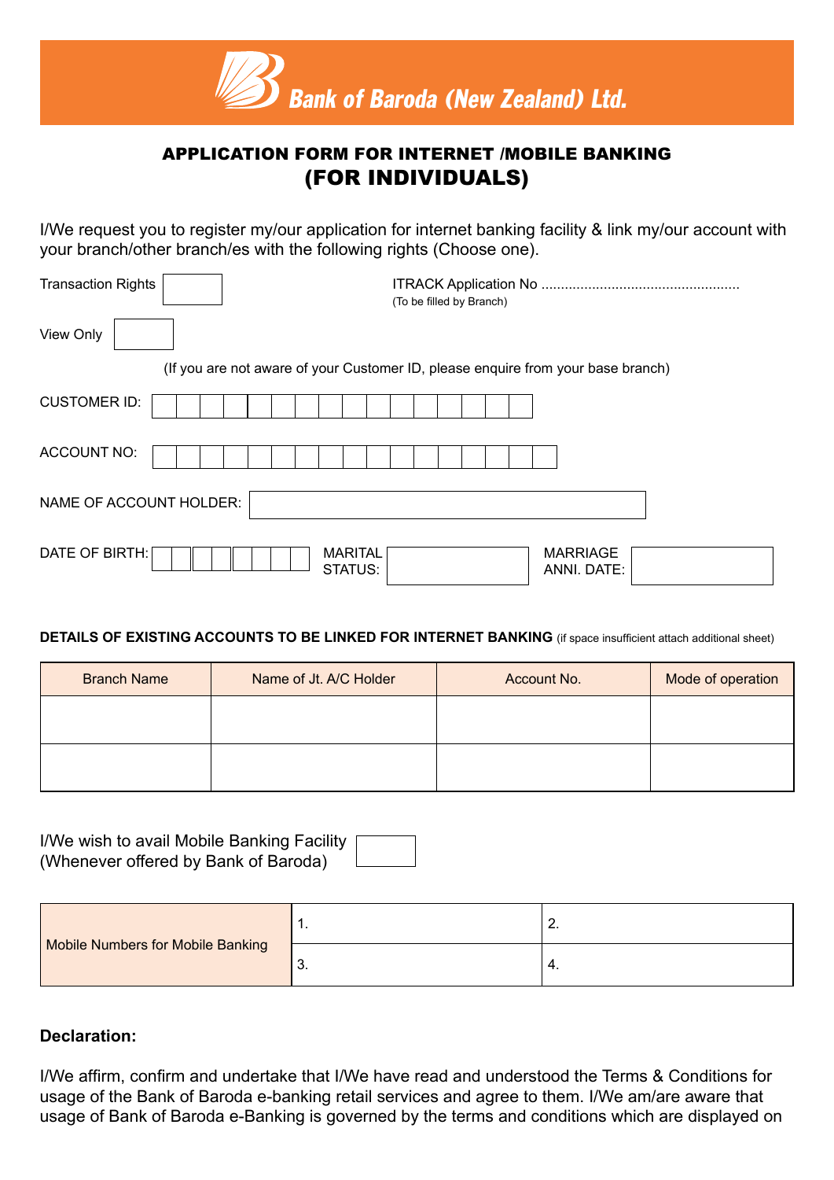Bank of Baroda (New Zealand) Ltd.

## APPLICATION FORM FOR INTERNET /MOBILE BANKING
## (FOR INDIVIDUALS)

I/We request you to register my/our application for internet banking facility & link my/our account with your branch/other branch/es with the following rights (Choose one).

Transaction Rights [ ]

ITRACK Application No .................................................
(To be filled by Branch)

View Only [ ]

(If you are not aware of your Customer ID, please enquire from your base branch)

CUSTOMER ID: [ ]

ACCOUNT NO: [ ]

NAME OF ACCOUNT HOLDER: [ ]

DATE OF BIRTH: [ ] MARITAL STATUS: [ ] MARRIAGE ANNI. DATE: [ ]

**DETAILS OF EXISTING ACCOUNTS TO BE LINKED FOR INTERNET BANKING** (if space insufficient attach additional sheet)

| Branch Name | Name of Jt. A/C Holder | Account No. | Mode of operation |
|---|---|---|---|
| | | | |
| | | | |

I/We wish to avail Mobile Banking Facility (Whenever offered by Bank of Baroda) [ ]

| Mobile Numbers for Mobile Banking | 1. | 2. |
|---|---|---|
| | 3. | 4. |

**Declaration:**

I/We affirm, confirm and undertake that I/We have read and understood the Terms & Conditions for usage of the Bank of Baroda e-banking retail services and agree to them. I/We am/are aware that usage of Bank of Baroda e-Banking is governed by the terms and conditions which are displayed on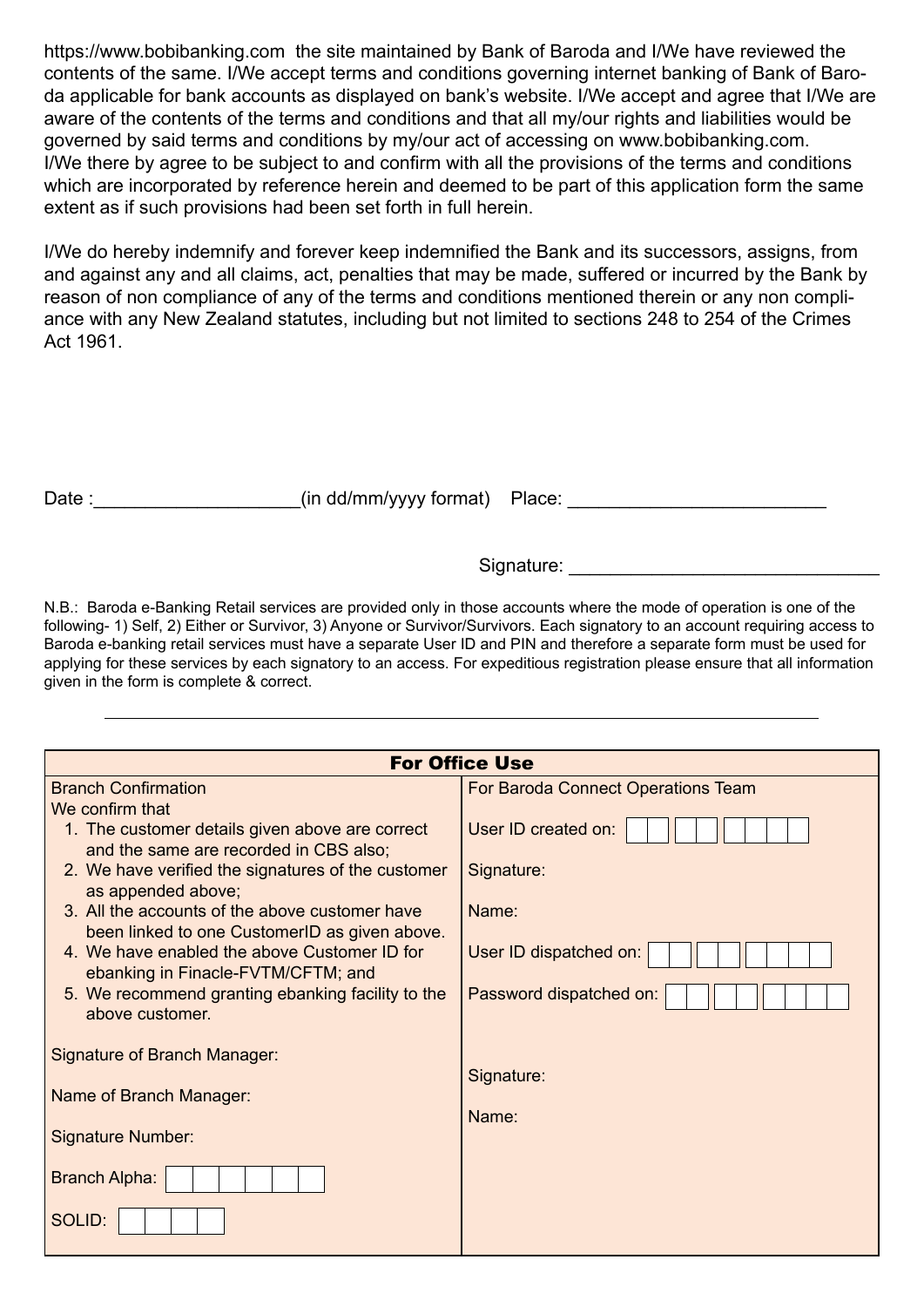https://www.bobibanking.com the site maintained by Bank of Baroda and I/We have reviewed the contents of the same. I/We accept terms and conditions governing internet banking of Bank of Baroda applicable for bank accounts as displayed on bank's website. I/We accept and agree that I/We are aware of the contents of the terms and conditions and that all my/our rights and liabilities would be governed by said terms and conditions by my/our act of accessing on www.bobibanking.com. I/We there by agree to be subject to and confirm with all the provisions of the terms and conditions which are incorporated by reference herein and deemed to be part of this application form the same extent as if such provisions had been set forth in full herein.

I/We do hereby indemnify and forever keep indemnified the Bank and its successors, assigns, from and against any and all claims, act, penalties that may be made, suffered or incurred by the Bank by reason of non compliance of any of the terms and conditions mentioned therein or any non compliance with any New Zealand statutes, including but not limited to sections 248 to 254 of the Crimes Act 1961.

Date :___________________(in dd/mm/yyyy format) Place: ________________________

Signature: ____________________________

N.B.: Baroda e-Banking Retail services are provided only in those accounts where the mode of operation is one of the following- 1) Self, 2) Either or Survivor, 3) Anyone or Survivor/Survivors. Each signatory to an account requiring access to Baroda e-banking retail services must have a separate User ID and PIN and therefore a separate form must be used for applying for these services by each signatory to an access. For expeditious registration please ensure that all information given in the form is complete & correct.

---

| **For Office Use** | |
|---|---|
| Branch Confirmation<br>We confirm that<br>1. The customer details given above are correct and the same are recorded in CBS also;<br>2. We have verified the signatures of the customer as appended above;<br>3. All the accounts of the above customer have been linked to one CustomerID as given above.<br>4. We have enabled the above Customer ID for ebanking in Finacle-FVTM/CFTM; and<br>5. We recommend granting ebanking facility to the above customer.<br><br>Signature of Branch Manager:<br><br>Name of Branch Manager:<br><br>Signature Number:<br><br>Branch Alpha:<br><br>SOLID: | For Baroda Connect Operations Team<br><br>User ID created on:<br><br>Signature:<br><br>Name:<br><br>User ID dispatched on:<br><br>Password dispatched on:<br><br>Signature:<br><br>Name: |